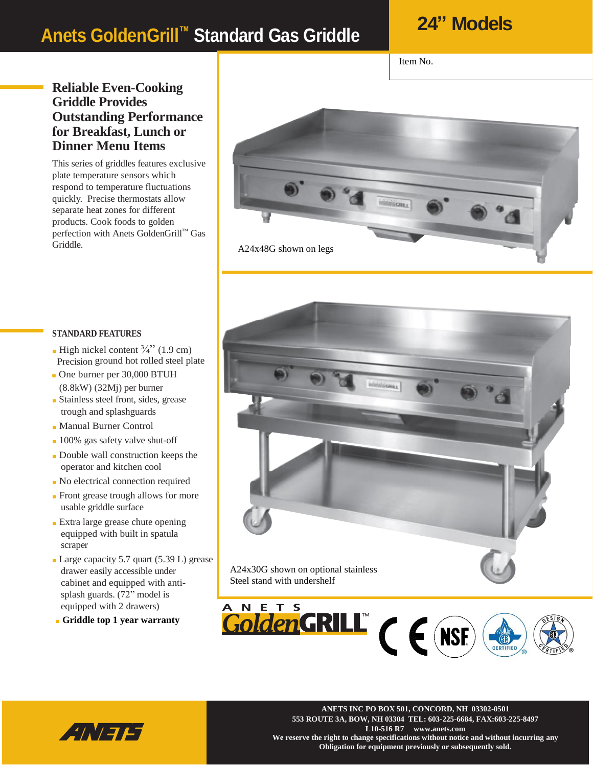# Anets GoldenGrill™ Standard Gas Griddle

## 24" Models

Item No.

## Reliable Even-Cooking Griddle Provides Outstanding Performance for Breakfast, Lunch or Dinner Menu Items

This series of griddles features exclusive plate temperature sensors which respond to temperature fluctuations quickly. Precise thermostats allow separate heat zones for different products. Cook foods to golden perfection with Anets GoldenGrill™ Gas Griddle.

A24x48G shown on legs

A24x30G shown on optional stainless Steel stand with undershelf

### STANDARD FEATURES

- High nickel content ¾" (1.9 cm) Precision ground hot rolled steel plate
- One burner per 30,000 BTUH (8.8kW) (32Mj) per burner
- Stainless steel front, sides, grease trough and splashguards
- Manual Burner Control
- 100% gas safety valve shut-off
- Double wall construction keeps the operator and kitchen cool
- No electrical connection required
- Front grease trough allows for more usable griddle surface
- Extra large grease chute opening equipped with built in spatula scraper
- Large capacity 5.7 quart (5.39 L) grease drawer easily accessible under cabinet and equipped with anti-splash guards. (72" model is equipped with 2 drawers)
- **Griddle top 1 year warranty**

ANETS GoldenGRILL™

**ANETS INC PO BOX 501, CONCORD, NH 03302-0501**
**553 ROUTE 3A, BOW, NH 03304 TEL: 603-225-6684, FAX:603-225-8497**
**L10-516 R7 www.anets.com**
**We reserve the right to change specifications without notice and without incurring any Obligation for equipment previously or subsequently sold.**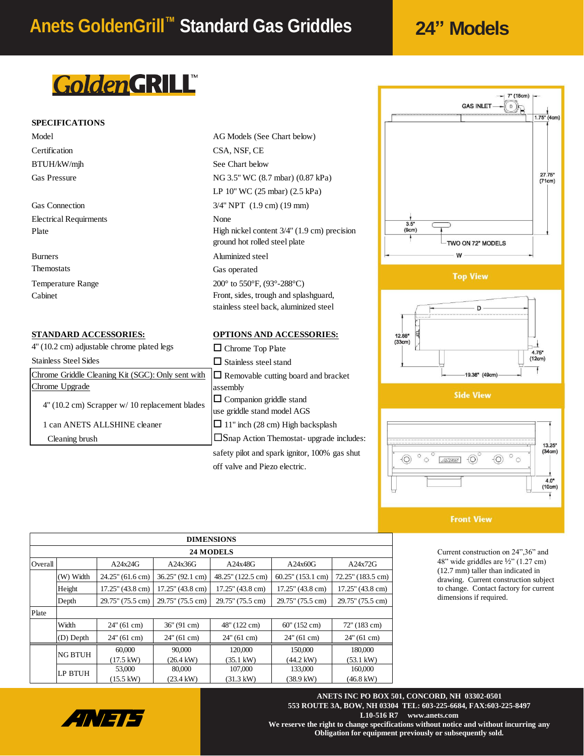# Anets GoldenGrill™ Standard Gas Griddles

## 24" Models

GoldenGRILL™

### SPECIFICATIONS

| | |
|---|---|
| Model | AG Models (See Chart below) |
| Certification | CSA, NSF, CE |
| BTUH/kW/mjh | See Chart below |
| Gas Pressure | NG 3.5" WC (8.7 mbar) (0.87 kPa) |
| | LP 10" WC (25 mbar) (2.5 kPa) |
| Gas Connection | 3/4" NPT (1.9 cm) (19 mm) |
| Electrical Requirments | None |
| Plate | High nickel content 3/4" (1.9 cm) precision ground hot rolled steel plate |
| Burners | Aluminized steel |
| Themostats | Gas operated |
| Temperature Range | 200° to 550°F, (93°-288°C) |
| Cabinet | Front, sides, trough and splashguard, stainless steel back, aluminized steel |

### STANDARD ACCESSORIES:

4" (10.2 cm) adjustable chrome plated legs

Stainless Steel Sides

Chrome Griddle Cleaning Kit (SGC): Only sent with Chrome Upgrade

- 4" (10.2 cm) Scrapper w/ 10 replacement blades
- 1 can ANETS ALLSHINE cleaner
- Cleaning brush

### OPTIONS AND ACCESSORIES:

- ☐ Chrome Top Plate
- ☐ Stainless steel stand
- ☐ Removable cutting board and bracket assembly
- ☐ Companion griddle stand use griddle stand model AGS
- ☐ 11" inch (28 cm) High backsplash
- ☐ Snap Action Themostat- upgrade includes: safety pilot and spark ignitor, 100% gas shut off valve and Piezo electric.

GAS INLET
7" (18cm)
1.75" (4cm)
27.75" (71cm)
3.5" (9cm)
TWO ON 72" MODELS
W

Top View

D
12.88" (33cm)
4.75" (12cm)
19.38" (49cm)

Side View

13.25" (34cm)
4.0" (10cm)

Front View

| DIMENSIONS | | | | | | |
|---|---|---|---|---|---|---|
| 24 MODELS | | | | | | |
| Overall | | A24x24G | A24x36G | A24x48G | A24x60G | A24x72G |
| | (W) Width | 24.25" (61.6 cm) | 36.25" (92.1 cm) | 48.25" (122.5 cm) | 60.25" (153.1 cm) | 72.25" (183.5 cm) |
| | Height | 17.25" (43.8 cm) | 17.25" (43.8 cm) | 17.25" (43.8 cm) | 17.25" (43.8 cm) | 17.25" (43.8 cm) |
| | Depth | 29.75" (75.5 cm) | 29.75" (75.5 cm) | 29.75" (75.5 cm) | 29.75" (75.5 cm) | 29.75" (75.5 cm) |
| Plate | | | | | | |
| | Width | 24" (61 cm) | 36" (91 cm) | 48" (122 cm) | 60" (152 cm) | 72" (183 cm) |
| | (D) Depth | 24" (61 cm) | 24" (61 cm) | 24" (61 cm) | 24" (61 cm) | 24" (61 cm) |
| | NG BTUH | 60,000 (17.5 kW) | 90,000 (26.4 kW) | 120,000 (35.1 kW) | 150,000 (44.2 kW) | 180,000 (53.1 kW) |
| | LP BTUH | 53,000 (15.5 kW) | 80,000 (23.4 kW) | 107,000 (31.3 kW) | 133,000 (38.9 kW) | 160,000 (46.8 kW) |

Current construction on 24",36" and 48" wide griddles are ½" (1.27 cm) (12.7 mm) taller than indicated in drawing. Current construction subject to change. Contact factory for current dimensions if required.

ANETS

**ANETS INC PO BOX 501, CONCORD, NH 03302-0501**
**553 ROUTE 3A, BOW, NH 03304 TEL: 603-225-6684, FAX:603-225-8497**
**L10-516 R7 www.anets.com**
**We reserve the right to change specifications without notice and without incurring any Obligation for equipment previously or subsequently sold.**